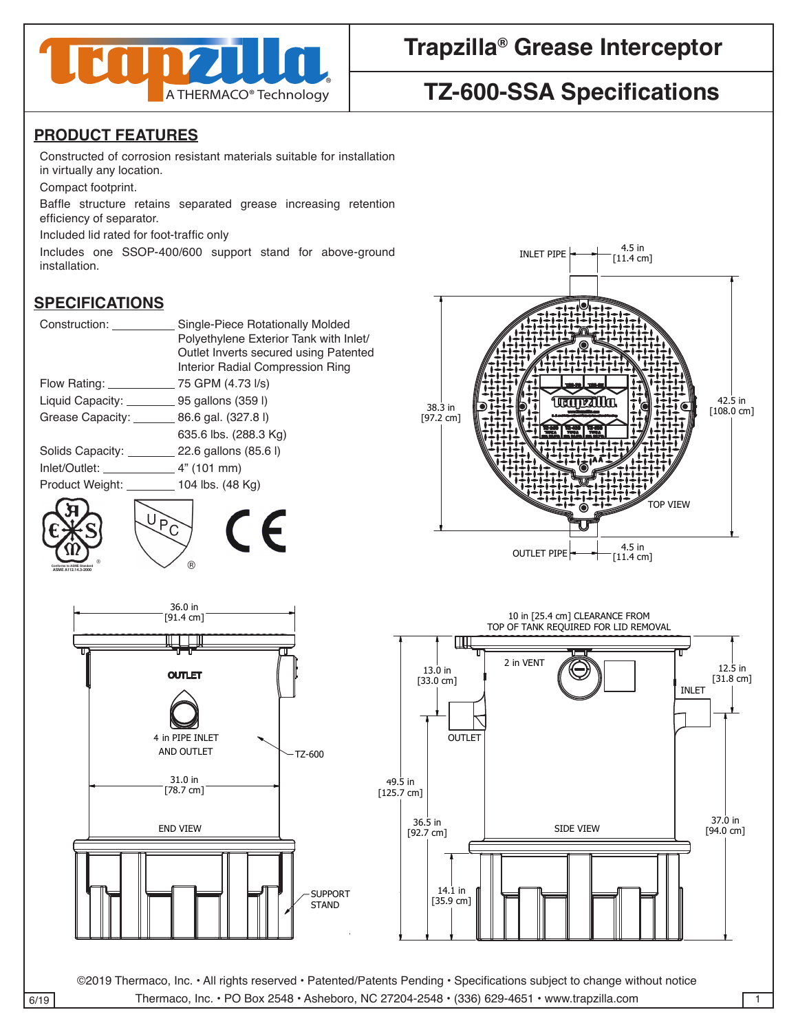# Trapzilla® Grease Interceptor

## TZ-600-SSA Specifications

## PRODUCT FEATURES

Constructed of corrosion resistant materials suitable for installation in virtually any location.

Compact footprint.

Baffle structure retains separated grease increasing retention efficiency of separator.

Included lid rated for foot-traffic only

Includes one SSOP-400/600 support stand for above-ground installation.

## SPECIFICATIONS

| | |
|---|---|
| Construction: | Single-Piece Rotationally Molded Polyethylene Exterior Tank with Inlet/ Outlet Inverts secured using Patented Interior Radial Compression Ring |
| Flow Rating: | 75 GPM (4.73 l/s) |
| Liquid Capacity: | 95 gallons (359 l) |
| Grease Capacity: | 86.6 gal. (327.8 l) 635.6 lbs. (288.3 Kg) |
| Solids Capacity: | 22.6 gallons (85.6 l) |
| Inlet/Outlet: | 4" (101 mm) |
| Product Weight: | 104 lbs. (48 Kg) |

Conforms to ASME Standard ASME A112.14.3-2000

INLET PIPE 4.5 in [11.4 cm]

38.3 in [97.2 cm]

42.5 in [108.0 cm]

TOP VIEW

OUTLET PIPE 4.5 in [11.4 cm]

36.0 in [91.4 cm]

OUTLET

4 in PIPE INLET AND OUTLET

TZ-600

31.0 in [78.7 cm]

END VIEW

SUPPORT STAND

10 in [25.4 cm] CLEARANCE FROM TOP OF TANK REQUIRED FOR LID REMOVAL

2 in VENT

13.0 in [33.0 cm]

12.5 in [31.8 cm]

INLET

OUTLET

49.5 in [125.7 cm]

36.5 in [92.7 cm]

SIDE VIEW

37.0 in [94.0 cm]

14.1 in [35.9 cm]

©2019 Thermaco, Inc. • All rights reserved • Patented/Patents Pending • Specifications subject to change without notice

Thermaco, Inc. • PO Box 2548 • Asheboro, NC 27204-2548 • (336) 629-4651 • www.trapzilla.com

6/19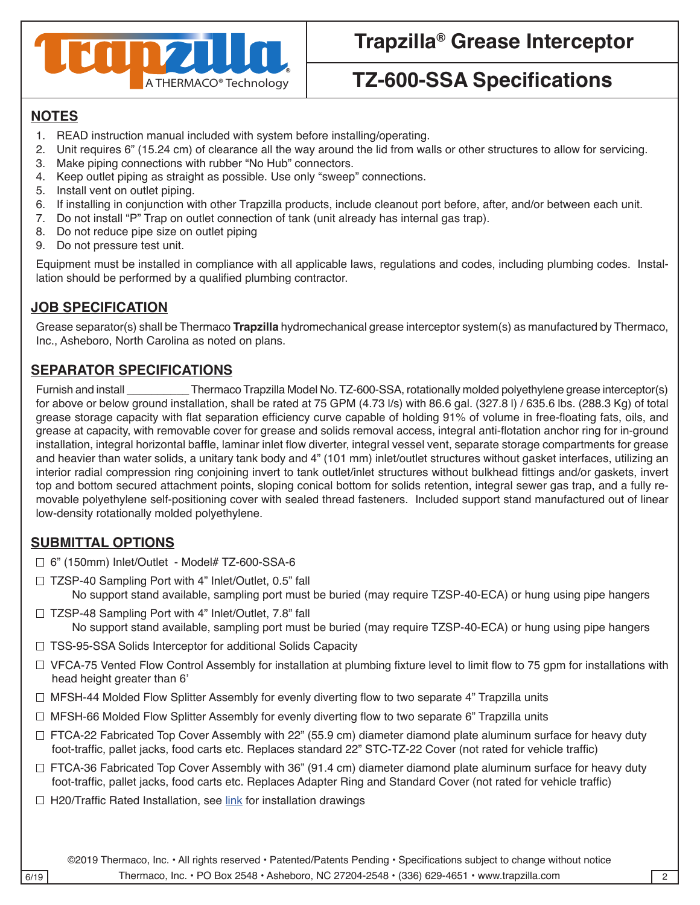# Trapzilla® Grease Interceptor

# TZ-600-SSA Specifications

Trapzilla
A THERMACO® Technology

## NOTES

1. READ instruction manual included with system before installing/operating.
2. Unit requires 6" (15.24 cm) of clearance all the way around the lid from walls or other structures to allow for servicing.
3. Make piping connections with rubber "No Hub" connectors.
4. Keep outlet piping as straight as possible. Use only "sweep" connections.
5. Install vent on outlet piping.
6. If installing in conjunction with other Trapzilla products, include cleanout port before, after, and/or between each unit.
7. Do not install "P" Trap on outlet connection of tank (unit already has internal gas trap).
8. Do not reduce pipe size on outlet piping
9. Do not pressure test unit.

Equipment must be installed in compliance with all applicable laws, regulations and codes, including plumbing codes. Installation should be performed by a qualified plumbing contractor.

## JOB SPECIFICATION

Grease separator(s) shall be Thermaco **Trapzilla** hydromechanical grease interceptor system(s) as manufactured by Thermaco, Inc., Asheboro, North Carolina as noted on plans.

## SEPARATOR SPECIFICATIONS

Furnish and install __________ Thermaco Trapzilla Model No. TZ-600-SSA, rotationally molded polyethylene grease interceptor(s) for above or below ground installation, shall be rated at 75 GPM (4.73 l/s) with 86.6 gal. (327.8 l) / 635.6 lbs. (288.3 Kg) of total grease storage capacity with flat separation efficiency curve capable of holding 91% of volume in free-floating fats, oils, and grease at capacity, with removable cover for grease and solids removal access, integral anti-flotation anchor ring for in-ground installation, integral horizontal baffle, laminar inlet flow diverter, integral vessel vent, separate storage compartments for grease and heavier than water solids, a unitary tank body and 4" (101 mm) inlet/outlet structures without gasket interfaces, utilizing an interior radial compression ring conjoining invert to tank outlet/inlet structures without bulkhead fittings and/or gaskets, invert top and bottom secured attachment points, sloping conical bottom for solids retention, integral sewer gas trap, and a fully removable polyethylene self-positioning cover with sealed thread fasteners. Included support stand manufactured out of linear low-density rotationally molded polyethylene.

## SUBMITTAL OPTIONS

- ☐ 6" (150mm) Inlet/Outlet - Model# TZ-600-SSA-6
- ☐ TZSP-40 Sampling Port with 4" Inlet/Outlet, 0.5" fall
  No support stand available, sampling port must be buried (may require TZSP-40-ECA) or hung using pipe hangers
- ☐ TZSP-48 Sampling Port with 4" Inlet/Outlet, 7.8" fall
  No support stand available, sampling port must be buried (may require TZSP-40-ECA) or hung using pipe hangers
- ☐ TSS-95-SSA Solids Interceptor for additional Solids Capacity
- ☐ VFCA-75 Vented Flow Control Assembly for installation at plumbing fixture level to limit flow to 75 gpm for installations with head height greater than 6'
- ☐ MFSH-44 Molded Flow Splitter Assembly for evenly diverting flow to two separate 4" Trapzilla units
- ☐ MFSH-66 Molded Flow Splitter Assembly for evenly diverting flow to two separate 6" Trapzilla units
- ☐ FTCA-22 Fabricated Top Cover Assembly with 22" (55.9 cm) diameter diamond plate aluminum surface for heavy duty foot-traffic, pallet jacks, food carts etc. Replaces standard 22" STC-TZ-22 Cover (not rated for vehicle traffic)
- ☐ FTCA-36 Fabricated Top Cover Assembly with 36" (91.4 cm) diameter diamond plate aluminum surface for heavy duty foot-traffic, pallet jacks, food carts etc. Replaces Adapter Ring and Standard Cover (not rated for vehicle traffic)
- ☐ H20/Traffic Rated Installation, see link for installation drawings

©2019 Thermaco, Inc. • All rights reserved • Patented/Patents Pending • Specifications subject to change without notice
Thermaco, Inc. • PO Box 2548 • Asheboro, NC 27204-2548 • (336) 629-4651 • www.trapzilla.com